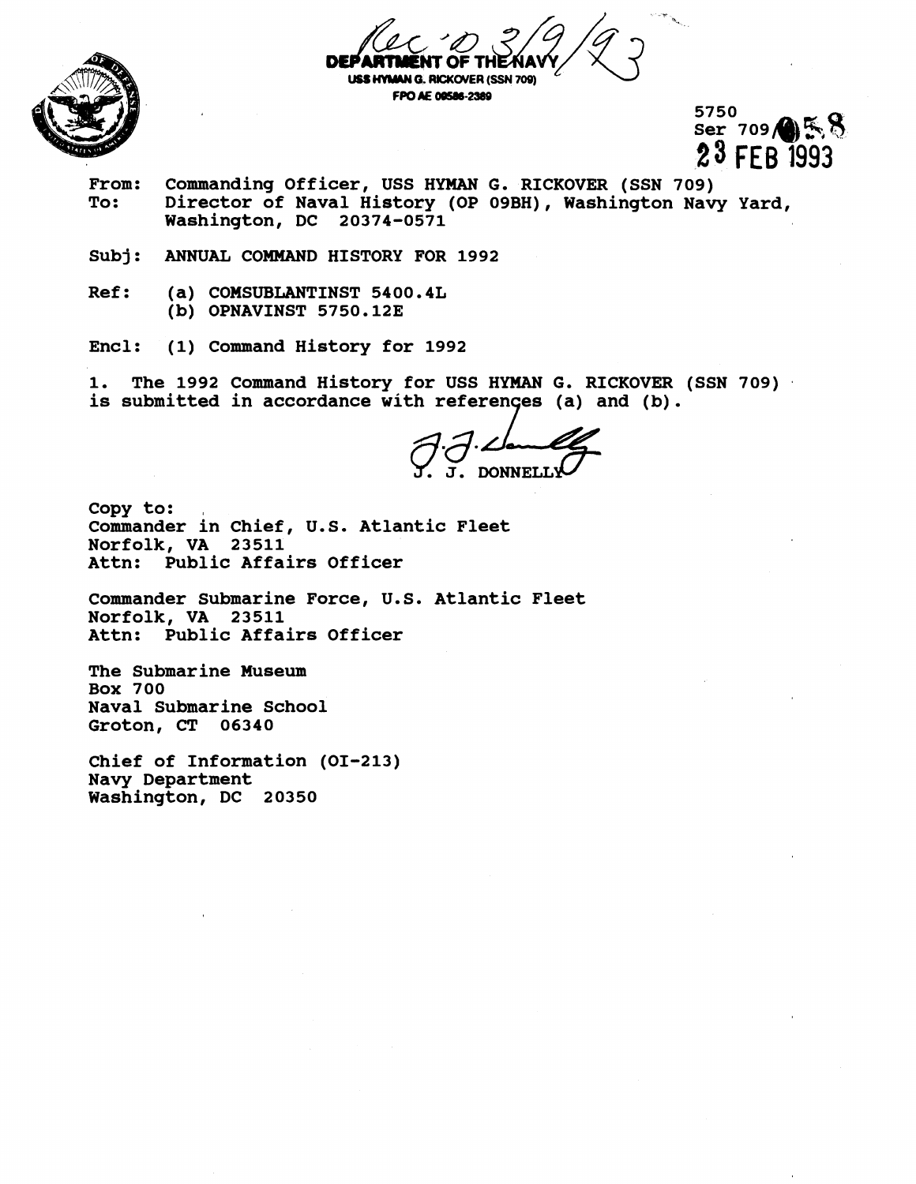Rec'd 3/9/93

**DEPARTMENT OF THE NAVY**
USS HYMAN G. RICKOVER (SSN 709)
FPO AE 09586-2389

5750
Ser 709/058
23 FEB 1993

From: Commanding Officer, USS HYMAN G. RICKOVER (SSN 709)
To: Director of Naval History (OP 09BH), Washington Navy Yard, Washington, DC 20374-0571

Subj: ANNUAL COMMAND HISTORY FOR 1992

Ref: (a) COMSUBLANTINST 5400.4L
(b) OPNAVINST 5750.12E

Encl: (1) Command History for 1992

1. The 1992 Command History for USS HYMAN G. RICKOVER (SSN 709) is submitted in accordance with references (a) and (b).

J. J. DONNELLY

Copy to:
Commander in Chief, U.S. Atlantic Fleet
Norfolk, VA 23511
Attn: Public Affairs Officer

Commander Submarine Force, U.S. Atlantic Fleet
Norfolk, VA 23511
Attn: Public Affairs Officer

The Submarine Museum
Box 700
Naval Submarine School
Groton, CT 06340

Chief of Information (OI-213)
Navy Department
Washington, DC 20350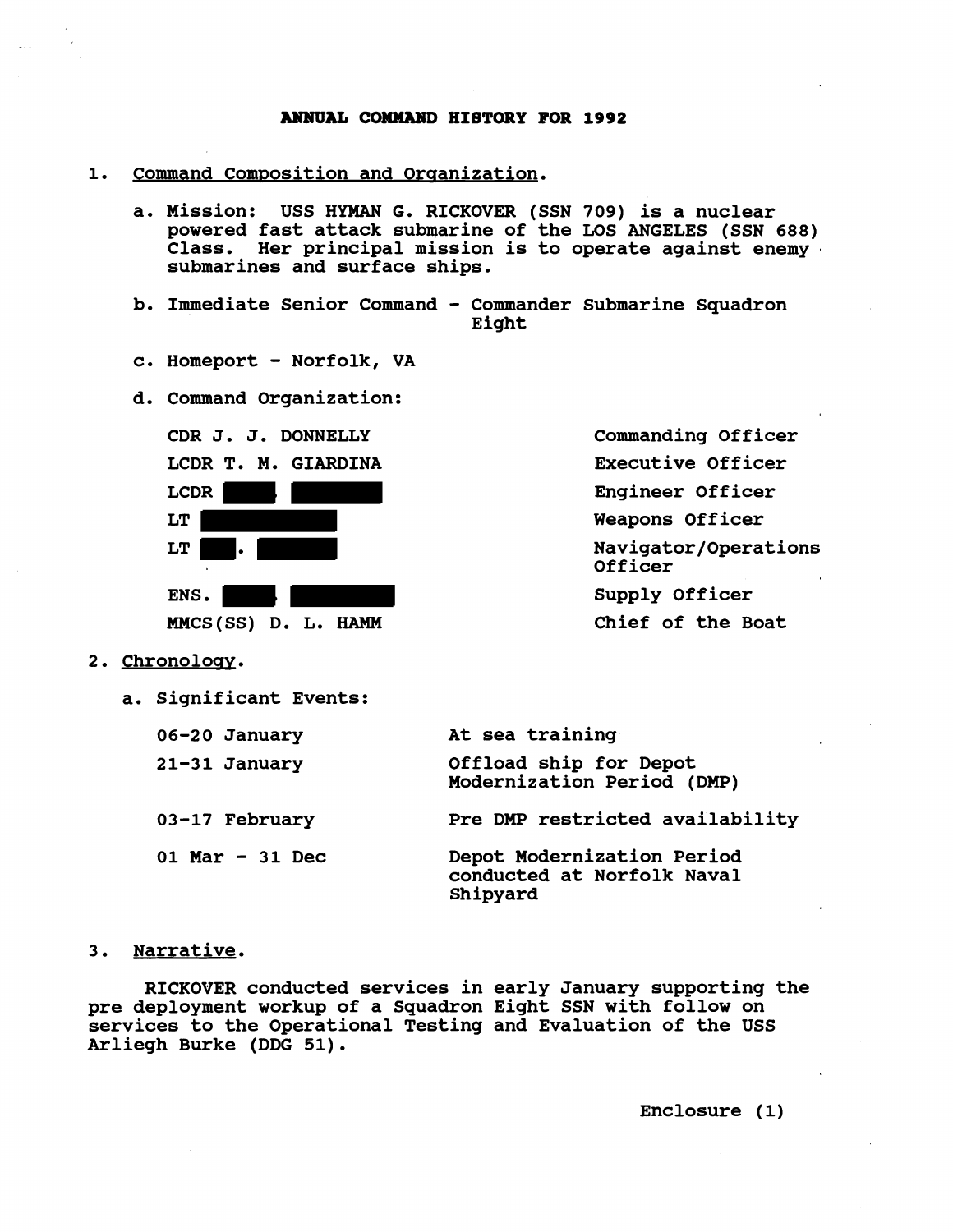# ANNUAL COMMAND HISTORY FOR 1992

1. Command Composition and Organization.

   a. Mission: USS HYMAN G. RICKOVER (SSN 709) is a nuclear powered fast attack submarine of the LOS ANGELES (SSN 688) Class. Her principal mission is to operate against enemy submarines and surface ships.

   b. Immediate Senior Command - Commander Submarine Squadron Eight

   c. Homeport - Norfolk, VA

   d. Command Organization:

| | |
|---|---|
| CDR J. J. DONNELLY | Commanding Officer |
| LCDR T. M. GIARDINA | Executive Officer |
| LCDR ████ ██████ | Engineer Officer |
| LT ████████ | Weapons Officer |
| LT ██. █████ | Navigator/Operations Officer |
| ENS. ████ ██████ | Supply Officer |
| MMCS(SS) D. L. HAMM | Chief of the Boat |

2. Chronology.

   a. Significant Events:

| | |
|---|---|
| 06-20 January | At sea training |
| 21-31 January | Offload ship for Depot Modernization Period (DMP) |
| 03-17 February | Pre DMP restricted availability |
| 01 Mar - 31 Dec | Depot Modernization Period conducted at Norfolk Naval Shipyard |

3. Narrative.

RICKOVER conducted services in early January supporting the pre deployment workup of a Squadron Eight SSN with follow on services to the Operational Testing and Evaluation of the USS Arliegh Burke (DDG 51).

Enclosure (1)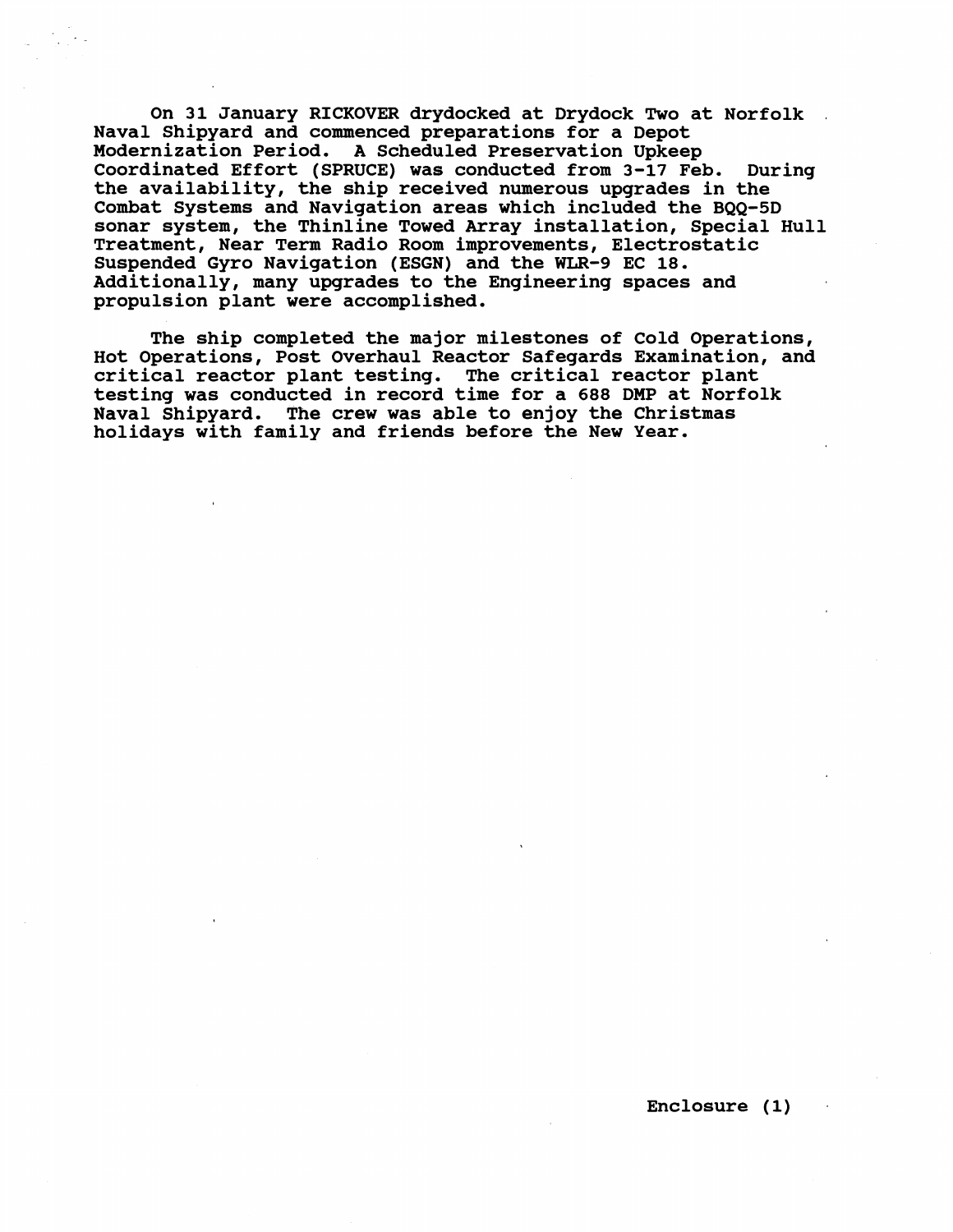On 31 January RICKOVER drydocked at Drydock Two at Norfolk Naval Shipyard and commenced preparations for a Depot Modernization Period. A Scheduled Preservation Upkeep Coordinated Effort (SPRUCE) was conducted from 3-17 Feb. During the availability, the ship received numerous upgrades in the Combat Systems and Navigation areas which included the BQQ-5D sonar system, the Thinline Towed Array installation, Special Hull Treatment, Near Term Radio Room improvements, Electrostatic Suspended Gyro Navigation (ESGN) and the WLR-9 EC 18. Additionally, many upgrades to the Engineering spaces and propulsion plant were accomplished.

The ship completed the major milestones of Cold Operations, Hot Operations, Post Overhaul Reactor Safegards Examination, and critical reactor plant testing. The critical reactor plant testing was conducted in record time for a 688 DMP at Norfolk Naval Shipyard. The crew was able to enjoy the Christmas holidays with family and friends before the New Year.

Enclosure (1)